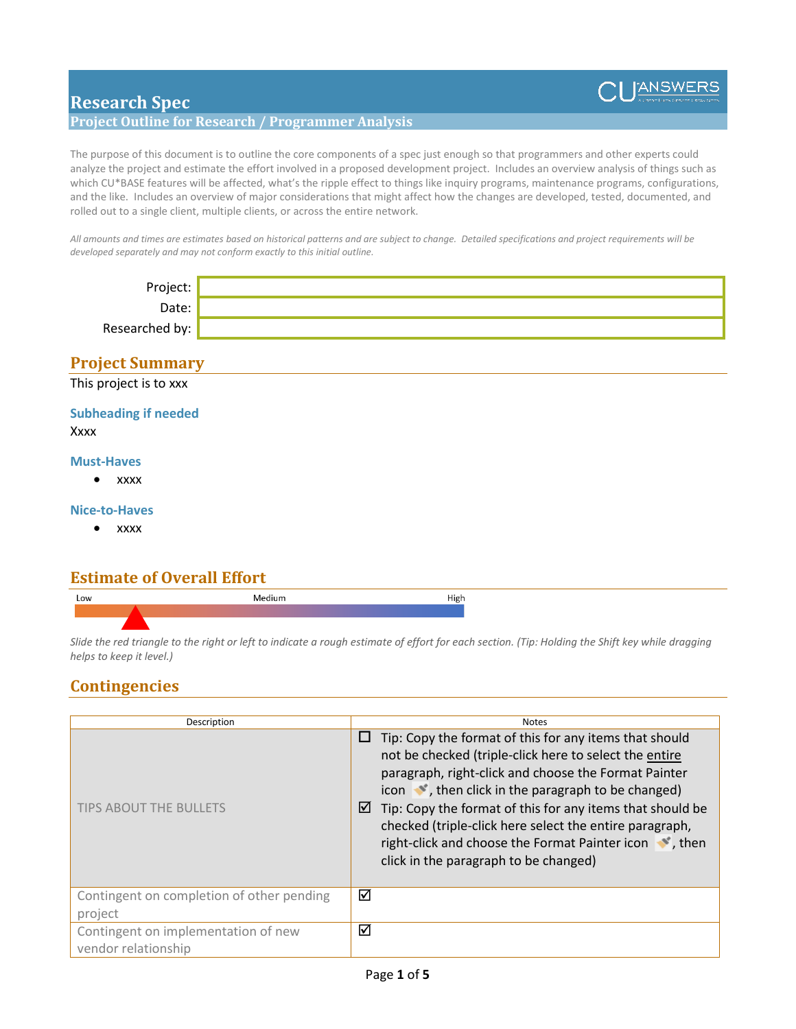# Research Spec

## Project Outline for Research / Programmer Analysis

The purpose of this document is to outline the core components of a spec just enough so that programmers and other experts could analyze the project and estimate the effort involved in a proposed development project. Includes an overview analysis of things such as which CU*BASE features will be affected, what's the ripple effect to things like inquiry programs, maintenance programs, configurations, and the like. Includes an overview of major considerations that might affect how the changes are developed, tested, documented, and rolled out to a single client, multiple clients, or across the entire network.

*All amounts and times are estimates based on historical patterns and are subject to change. Detailed specifications and project requirements will be developed separately and may not conform exactly to this initial outline.*

| | |
|---|---|
| Project: | |
| Date: | |
| Researched by: | |

## Project Summary

This project is to xxx

### Subheading if needed

Xxxx

### Must-Haves

- xxxx

### Nice-to-Haves

- xxxx

## Estimate of Overall Effort

Low — Medium — High

*Slide the red triangle to the right or left to indicate a rough estimate of effort for each section. (Tip: Holding the Shift key while dragging helps to keep it level.)*

## Contingencies

| Description | Notes |
|---|---|
| TIPS ABOUT THE BULLETS | ☐ Tip: Copy the format of this for any items that should not be checked (triple-click here to select the entire paragraph, right-click and choose the Format Painter icon, then click in the paragraph to be changed)<br>☑ Tip: Copy the format of this for any items that should be checked (triple-click here select the entire paragraph, right-click and choose the Format Painter icon, then click in the paragraph to be changed) |
| Contingent on completion of other pending project | ☑ |
| Contingent on implementation of new vendor relationship | ☑ |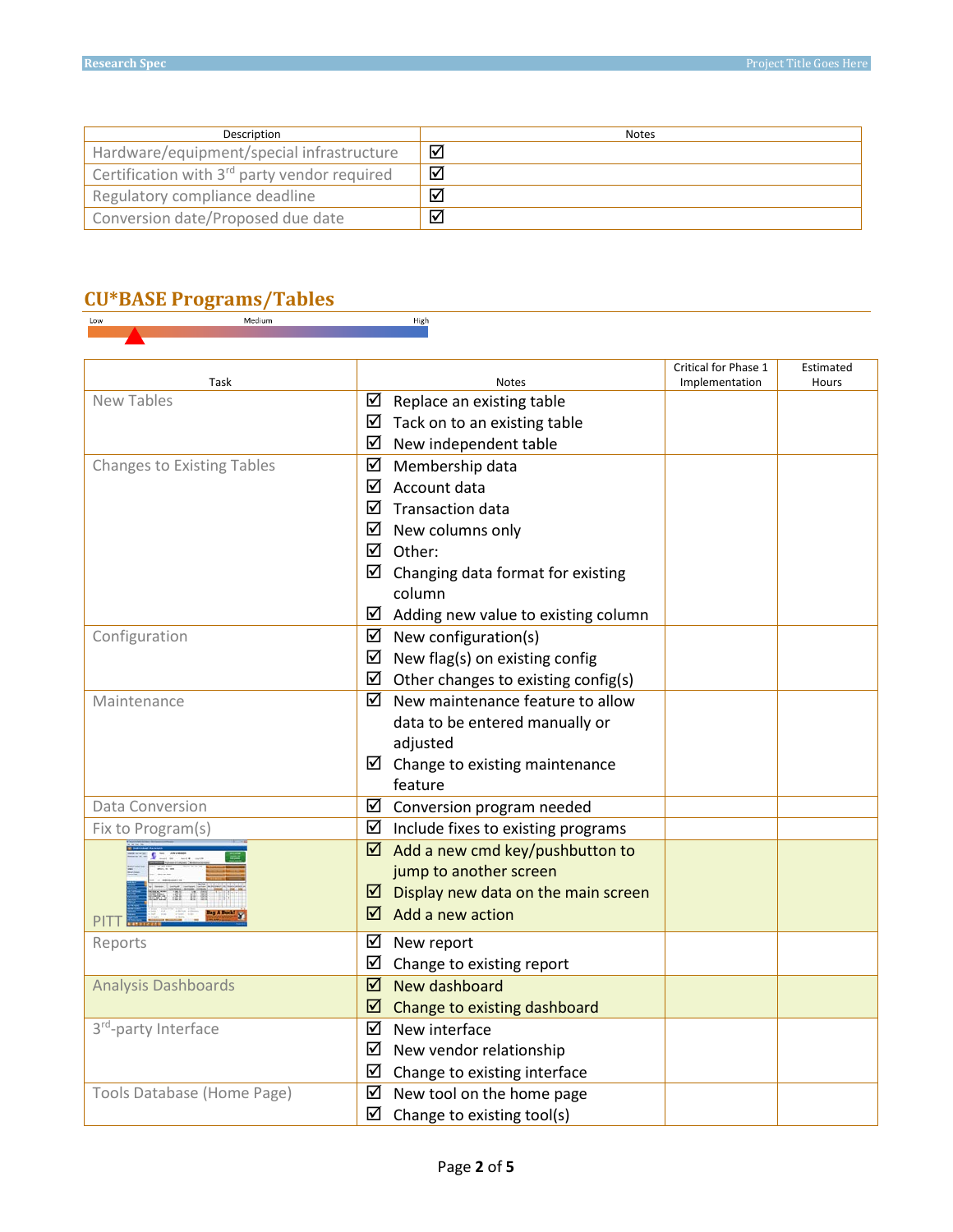| Description | Notes |
|---|---|
| Hardware/equipment/special infrastructure | ☑ |
| Certification with 3rd party vendor required | ☑ |
| Regulatory compliance deadline | ☑ |
| Conversion date/Proposed due date | ☑ |

## CU*BASE Programs/Tables

Low Medium High

| Task | Notes | Critical for Phase 1 Implementation | Estimated Hours |
|---|---|---|---|
| New Tables | ☑ Replace an existing table<br>☑ Tack on to an existing table<br>☑ New independent table | | |
| Changes to Existing Tables | ☑ Membership data<br>☑ Account data<br>☑ Transaction data<br>☑ New columns only<br>☑ Other:<br>☑ Changing data format for existing column<br>☑ Adding new value to existing column | | |
| Configuration | ☑ New configuration(s)<br>☑ New flag(s) on existing config<br>☑ Other changes to existing config(s) | | |
| Maintenance | ☑ New maintenance feature to allow data to be entered manually or adjusted<br>☑ Change to existing maintenance feature | | |
| Data Conversion | ☑ Conversion program needed | | |
| Fix to Program(s) | ☑ Include fixes to existing programs | | |
| PITT | ☑ Add a new cmd key/pushbutton to jump to another screen<br>☑ Display new data on the main screen<br>☑ Add a new action | | |
| Reports | ☑ New report<br>☑ Change to existing report | | |
| Analysis Dashboards | ☑ New dashboard<br>☑ Change to existing dashboard | | |
| 3rd-party Interface | ☑ New interface<br>☑ New vendor relationship<br>☑ Change to existing interface | | |
| Tools Database (Home Page) | ☑ New tool on the home page<br>☑ Change to existing tool(s) | | |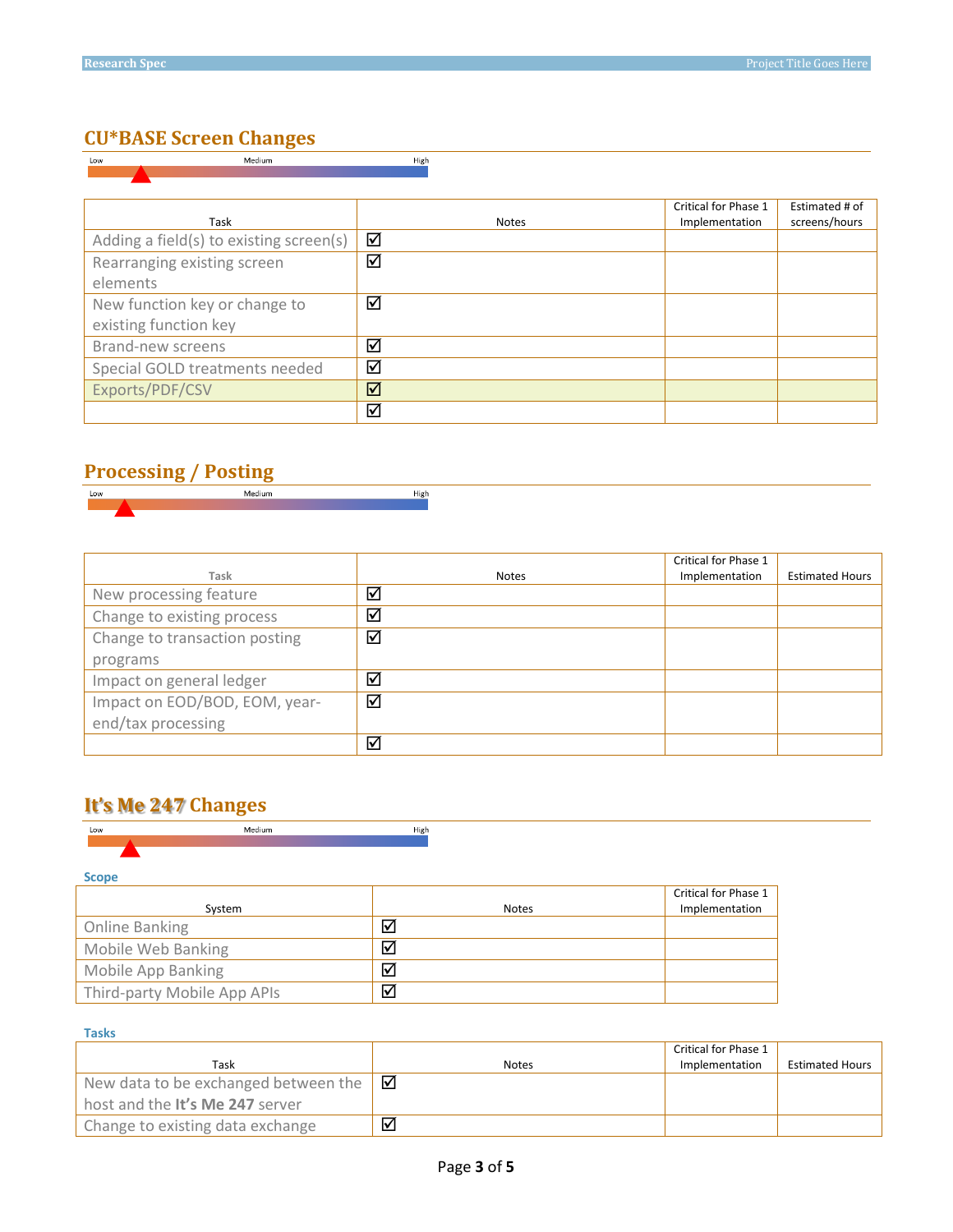## CU*BASE Screen Changes

Low Medium High

| Task | Notes | Critical for Phase 1 Implementation | Estimated # of screens/hours |
|---|---|---|---|
| Adding a field(s) to existing screen(s) | ☑ | | |
| Rearranging existing screen elements | ☑ | | |
| New function key or change to existing function key | ☑ | | |
| Brand-new screens | ☑ | | |
| Special GOLD treatments needed | ☑ | | |
| Exports/PDF/CSV | ☑ | | |
| | ☑ | | |

## Processing / Posting

Low Medium High

| Task | Notes | Critical for Phase 1 Implementation | Estimated Hours |
|---|---|---|---|
| New processing feature | ☑ | | |
| Change to existing process | ☑ | | |
| Change to transaction posting programs | ☑ | | |
| Impact on general ledger | ☑ | | |
| Impact on EOD/BOD, EOM, year-end/tax processing | ☑ | | |
| | ☑ | | |

## It's Me 247 Changes

Low Medium High

### Scope

| System | Notes | Critical for Phase 1 Implementation |
|---|---|---|
| Online Banking | ☑ | |
| Mobile Web Banking | ☑ | |
| Mobile App Banking | ☑ | |
| Third-party Mobile App APIs | ☑ | |

### Tasks

| Task | Notes | Critical for Phase 1 Implementation | Estimated Hours |
|---|---|---|---|
| New data to be exchanged between the host and the **It's Me 247** server | ☑ | | |
| Change to existing data exchange | ☑ | | |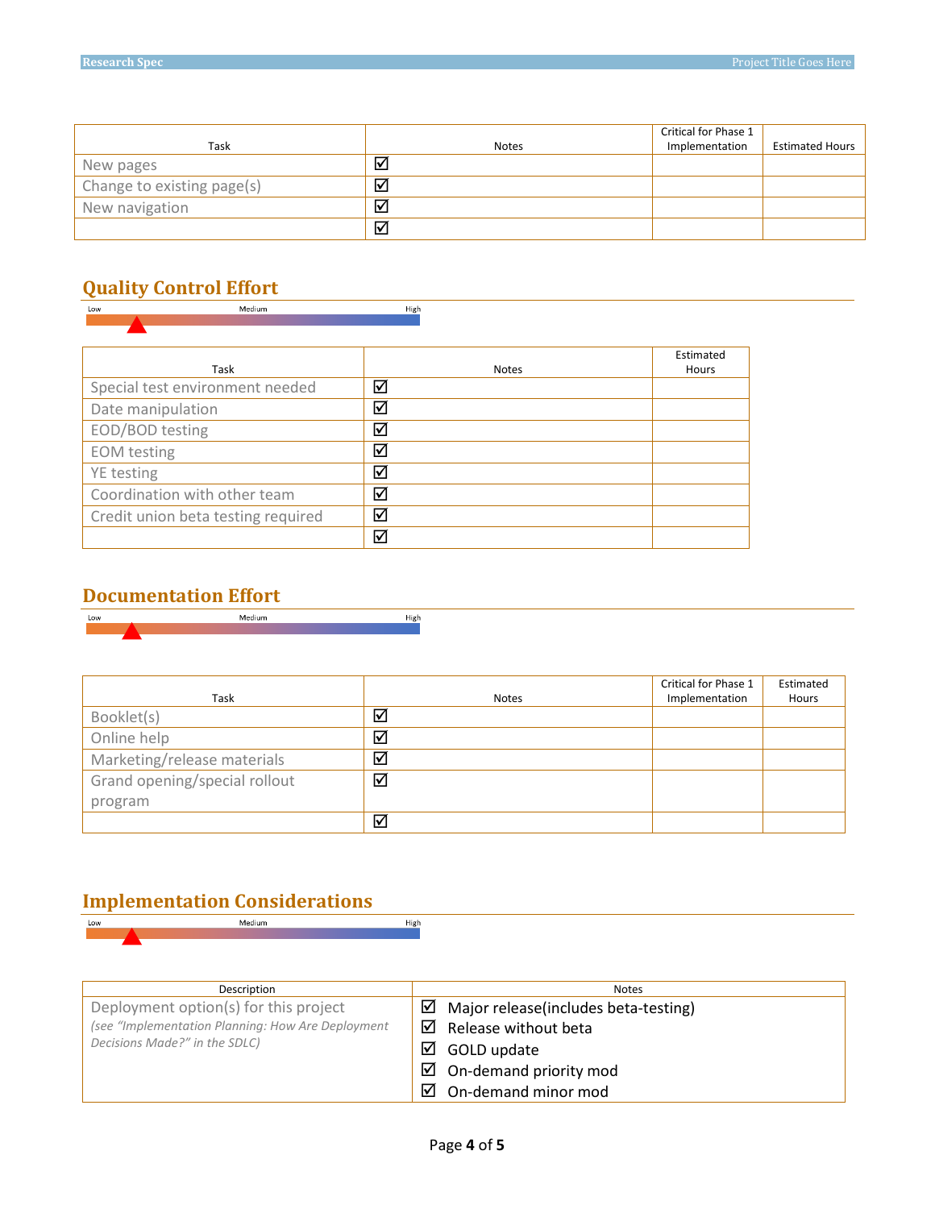| Task | Notes | Critical for Phase 1 Implementation | Estimated Hours |
|---|---|---|---|
| New pages | ☑ | | |
| Change to existing page(s) | ☑ | | |
| New navigation | ☑ | | |
| | ☑ | | |

## Quality Control Effort

Low Medium High

| Task | Notes | Estimated Hours |
|---|---|---|
| Special test environment needed | ☑ | |
| Date manipulation | ☑ | |
| EOD/BOD testing | ☑ | |
| EOM testing | ☑ | |
| YE testing | ☑ | |
| Coordination with other team | ☑ | |
| Credit union beta testing required | ☑ | |
| | ☑ | |

## Documentation Effort

Low Medium High

| Task | Notes | Critical for Phase 1 Implementation | Estimated Hours |
|---|---|---|---|
| Booklet(s) | ☑ | | |
| Online help | ☑ | | |
| Marketing/release materials | ☑ | | |
| Grand opening/special rollout program | ☑ | | |
| | ☑ | | |

## Implementation Considerations

Low Medium High

| Description | Notes |
|---|---|
| Deployment option(s) for this project *(see "Implementation Planning: How Are Deployment Decisions Made?" in the SDLC)* | ☑ Major release(includes beta-testing)<br>☑ Release without beta<br>☑ GOLD update<br>☑ On-demand priority mod<br>☑ On-demand minor mod |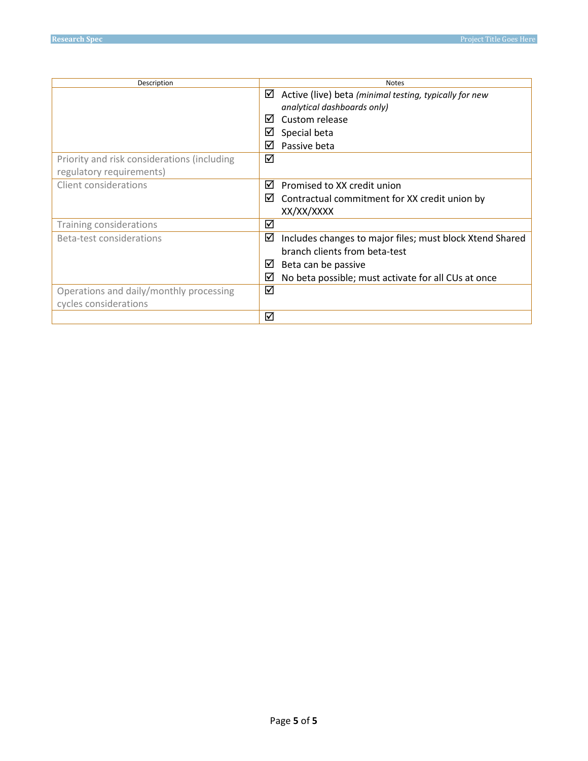| Description | Notes |
| --- | --- |
| | ☑ Active (live) beta *(minimal testing, typically for new analytical dashboards only)*<br>☑ Custom release<br>☑ Special beta<br>☑ Passive beta |
| Priority and risk considerations (including regulatory requirements) | ☑ |
| Client considerations | ☑ Promised to XX credit union<br>☑ Contractual commitment for XX credit union by XX/XX/XXXX |
| Training considerations | ☑ |
| Beta-test considerations | ☑ Includes changes to major files; must block Xtend Shared branch clients from beta-test<br>☑ Beta can be passive<br>☑ No beta possible; must activate for all CUs at once |
| Operations and daily/monthly processing cycles considerations | ☑ |
| | ☑ |